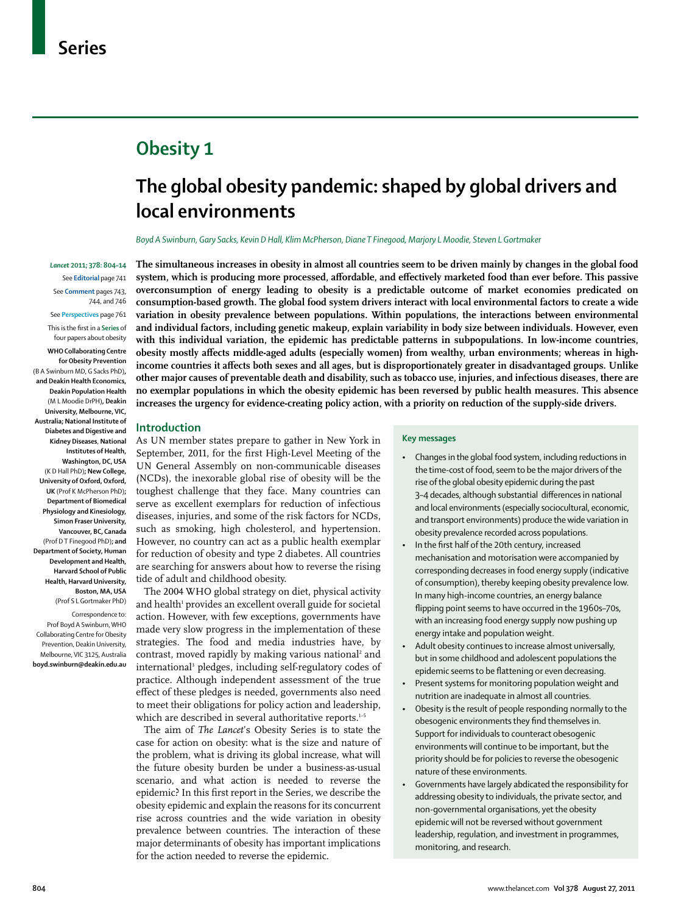Series

# Obesity 1

## The global obesity pandemic: shaped by global drivers and local environments

*Boyd A Swinburn, Gary Sacks, Kevin D Hall, Klim McPherson, Diane T Finegood, Marjory L Moodie, Steven L Gortmaker*

*Lancet* 2011; 378: 804–14

See **Editorial** page 741

See **Comment** pages 743, 744, and 746

See **Perspectives** page 761

This is the first in a **Series** of four papers about obesity

**WHO Collaborating Centre for Obesity Prevention** (B A Swinburn MD, G Sacks PhD), **and Deakin Health Economics, Deakin Population Health** (M L Moodie DrPH), **Deakin University, Melbourne, VIC, Australia; National Institute of Diabetes and Digestive and Kidney Diseases, National Institutes of Health, Washington, DC, USA** (K D Hall PhD); **New College, University of Oxford, Oxford, UK** (Prof K McPherson PhD); **Department of Biomedical Physiology and Kinesiology, Simon Fraser University, Vancouver, BC, Canada** (Prof D T Finegood PhD); **and Department of Society, Human Development and Health, Harvard School of Public Health, Harvard University, Boston, MA, USA** (Prof S L Gortmaker PhD)

Correspondence to: Prof Boyd A Swinburn, WHO Collaborating Centre for Obesity Prevention, Deakin University, Melbourne, VIC 3125, Australia **boyd.swinburn@deakin.edu.au**

**The simultaneous increases in obesity in almost all countries seem to be driven mainly by changes in the global food system, which is producing more processed, affordable, and effectively marketed food than ever before. This passive overconsumption of energy leading to obesity is a predictable outcome of market economies predicated on consumption-based growth. The global food system drivers interact with local environmental factors to create a wide variation in obesity prevalence between populations. Within populations, the interactions between environmental and individual factors, including genetic makeup, explain variability in body size between individuals. However, even with this individual variation, the epidemic has predictable patterns in subpopulations. In low-income countries, obesity mostly affects middle-aged adults (especially women) from wealthy, urban environments; whereas in high-income countries it affects both sexes and all ages, but is disproportionately greater in disadvantaged groups. Unlike other major causes of preventable death and disability, such as tobacco use, injuries, and infectious diseases, there are no exemplar populations in which the obesity epidemic has been reversed by public health measures. This absence increases the urgency for evidence-creating policy action, with a priority on reduction of the supply-side drivers.**

## Introduction

As UN member states prepare to gather in New York in September, 2011, for the first High-Level Meeting of the UN General Assembly on non-communicable diseases (NCDs), the inexorable global rise of obesity will be the toughest challenge that they face. Many countries can serve as excellent exemplars for reduction of infectious diseases, injuries, and some of the risk factors for NCDs, such as smoking, high cholesterol, and hypertension. However, no country can act as a public health exemplar for reduction of obesity and type 2 diabetes. All countries are searching for answers about how to reverse the rising tide of adult and childhood obesity.

The 2004 WHO global strategy on diet, physical activity and health[1] provides an excellent overall guide for societal action. However, with few exceptions, governments have made very slow progress in the implementation of these strategies. The food and media industries have, by contrast, moved rapidly by making various national[2] and international[3] pledges, including self-regulatory codes of practice. Although independent assessment of the true effect of these pledges is needed, governments also need to meet their obligations for policy action and leadership, which are described in several authoritative reports.[1–5]

The aim of *The Lancet*'s Obesity Series is to state the case for action on obesity: what is the size and nature of the problem, what is driving its global increase, what will the future obesity burden be under a business-as-usual scenario, and what action is needed to reverse the epidemic? In this first report in the Series, we describe the obesity epidemic and explain the reasons for its concurrent rise across countries and the wide variation in obesity prevalence between countries. The interaction of these major determinants of obesity has important implications for the action needed to reverse the epidemic.

### Key messages

- Changes in the global food system, including reductions in the time-cost of food, seem to be the major drivers of the rise of the global obesity epidemic during the past 3–4 decades, although substantial differences in national and local environments (especially sociocultural, economic, and transport environments) produce the wide variation in obesity prevalence recorded across populations.
- In the first half of the 20th century, increased mechanisation and motorisation were accompanied by corresponding decreases in food energy supply (indicative of consumption), thereby keeping obesity prevalence low. In many high-income countries, an energy balance flipping point seems to have occurred in the 1960s–70s, with an increasing food energy supply now pushing up energy intake and population weight.
- Adult obesity continues to increase almost universally, but in some childhood and adolescent populations the epidemic seems to be flattening or even decreasing.
- Present systems for monitoring population weight and nutrition are inadequate in almost all countries.
- Obesity is the result of people responding normally to the obesogenic environments they find themselves in. Support for individuals to counteract obesogenic environments will continue to be important, but the priority should be for policies to reverse the obesogenic nature of these environments.
- Governments have largely abdicated the responsibility for addressing obesity to individuals, the private sector, and non-governmental organisations, yet the obesity epidemic will not be reversed without government leadership, regulation, and investment in programmes, monitoring, and research.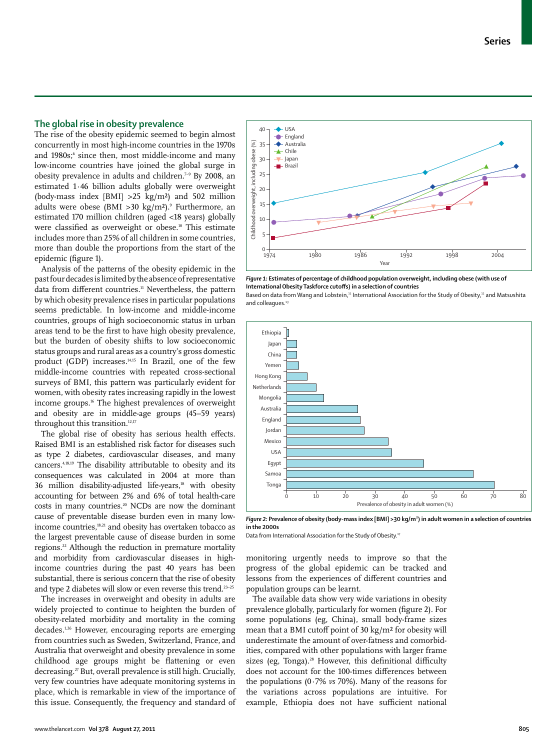## The global rise in obesity prevalence

The rise of the obesity epidemic seemed to begin almost concurrently in most high-income countries in the 1970s and 1980s;[6] since then, most middle-income and many low-income countries have joined the global surge in obesity prevalence in adults and children.[7–9] By 2008, an estimated 1·46 billion adults globally were overweight (body-mass index [BMI] >25 kg/m²) and 502 million adults were obese (BMI >30 kg/m²).[9] Furthermore, an estimated 170 million children (aged <18 years) globally were classified as overweight or obese.[10] This estimate includes more than 25% of all children in some countries, more than double the proportions from the start of the epidemic (figure 1).

Analysis of the patterns of the obesity epidemic in the past four decades is limited by the absence of representative data from different countries.[11] Nevertheless, the pattern by which obesity prevalence rises in particular populations seems predictable. In low-income and middle-income countries, groups of high socioeconomic status in urban areas tend to be the first to have high obesity prevalence, but the burden of obesity shifts to low socioeconomic status groups and rural areas as a country's gross domestic product (GDP) increases.[14,15] In Brazil, one of the few middle-income countries with repeated cross-sectional surveys of BMI, this pattern was particularly evident for women, with obesity rates increasing rapidly in the lowest income groups.[16] The highest prevalences of overweight and obesity are in middle-age groups (45–59 years) throughout this transition.[12,17]

The global rise of obesity has serious health effects. Raised BMI is an established risk factor for diseases such as type 2 diabetes, cardiovascular diseases, and many cancers.[4,18,19] The disability attributable to obesity and its consequences was calculated in 2004 at more than 36 million disability-adjusted life-years,[18] with obesity accounting for between 2% and 6% of total health-care costs in many countries.[20] NCDs are now the dominant cause of preventable disease burden even in many low-income countries,[18,21] and obesity has overtaken tobacco as the largest preventable cause of disease burden in some regions.[22] Although the reduction in premature mortality and morbidity from cardiovascular diseases in high-income countries during the past 40 years has been substantial, there is serious concern that the rise of obesity and type 2 diabetes will slow or even reverse this trend.[23–25]

The increases in overweight and obesity in adults are widely projected to continue to heighten the burden of obesity-related morbidity and mortality in the coming decades.[1,26] However, encouraging reports are emerging from countries such as Sweden, Switzerland, France, and Australia that overweight and obesity prevalence in some childhood age groups might be flattening or even decreasing.[27] But, overall prevalence is still high. Crucially, very few countries have adequate monitoring systems in place, which is remarkable in view of the importance of this issue. Consequently, the frequency and standard of monitoring urgently needs to improve so that the progress of the global epidemic can be tracked and lessons from the experiences of different countries and population groups can be learnt.

**Figure 1: Estimates of percentage of childhood population overweight, including obese (with use of International Obesity Taskforce cutoffs) in a selection of countries**
Based on data from Wang and Lobstein,[11] International Association for the Study of Obesity,[12] and Matsushita and colleagues.[13]

**Figure 2: Prevalence of obesity (body-mass index [BMI] >30 kg/m²) in adult women in a selection of countries in the 2000s**
Data from International Association for the Study of Obesity.[17]

The available data show very wide variations in obesity prevalence globally, particularly for women (figure 2). For some populations (eg, China), small body-frame sizes mean that a BMI cutoff point of 30 kg/m² for obesity will underestimate the amount of over-fatness and comorbidities, compared with other populations with larger frame sizes (eg, Tonga).[28] However, this definitional difficulty does not account for the 100-times differences between the populations (0·7% *vs* 70%). Many of the reasons for the variations across populations are intuitive. For example, Ethiopia does not have sufficient national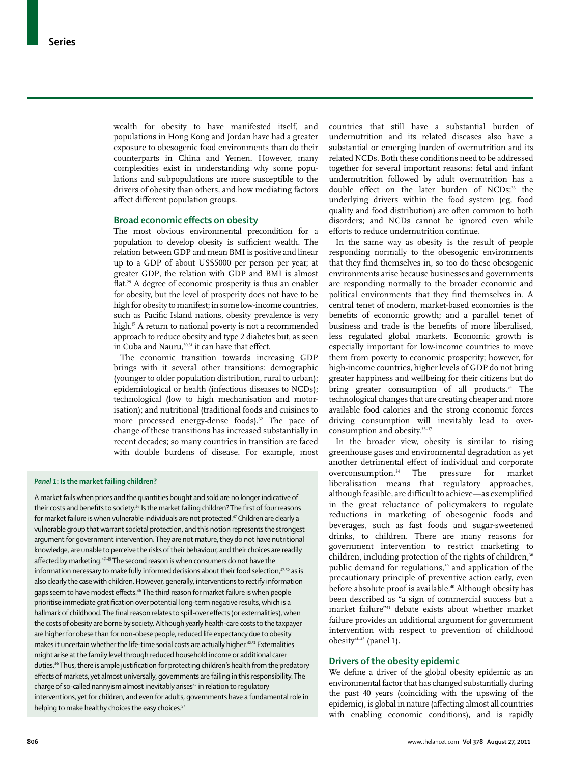wealth for obesity to have manifested itself, and populations in Hong Kong and Jordan have had a greater exposure to obesogenic food environments than do their counterparts in China and Yemen. However, many complexities exist in understanding why some populations and subpopulations are more susceptible to the drivers of obesity than others, and how mediating factors affect different population groups.

## Broad economic effects on obesity

The most obvious environmental precondition for a population to develop obesity is sufficient wealth. The relation between GDP and mean BMI is positive and linear up to a GDP of about US$5000 per person per year; at greater GDP, the relation with GDP and BMI is almost flat.[29] A degree of economic prosperity is thus an enabler for obesity, but the level of prosperity does not have to be high for obesity to manifest; in some low-income countries, such as Pacific Island nations, obesity prevalence is very high.[17] A return to national poverty is not a recommended approach to reduce obesity and type 2 diabetes but, as seen in Cuba and Nauru,[30,31] it can have that effect.

The economic transition towards increasing GDP brings with it several other transitions: demographic (younger to older population distribution, rural to urban); epidemiological or health (infectious diseases to NCDs); technological (low to high mechanisation and motorisation); and nutritional (traditional foods and cuisines to more processed energy-dense foods).[32] The pace of change of these transitions has increased substantially in recent decades; so many countries in transition are faced with double burdens of disease. For example, most countries that still have a substantial burden of undernutrition and its related diseases also have a substantial or emerging burden of overnutrition and its related NCDs. Both these conditions need to be addressed together for several important reasons: fetal and infant undernutrition followed by adult overnutrition has a double effect on the later burden of NCDs;[33] the underlying drivers within the food system (eg, food quality and food distribution) are often common to both disorders; and NCDs cannot be ignored even while efforts to reduce undernutrition continue.

In the same way as obesity is the result of people responding normally to the obesogenic environments that they find themselves in, so too do these obesogenic environments arise because businesses and governments are responding normally to the broader economic and political environments that they find themselves in. A central tenet of modern, market-based economies is the benefits of economic growth; and a parallel tenet of business and trade is the benefits of more liberalised, less regulated global markets. Economic growth is especially important for low-income countries to move them from poverty to economic prosperity; however, for high-income countries, higher levels of GDP do not bring greater happiness and wellbeing for their citizens but do bring greater consumption of all products.[34] The technological changes that are creating cheaper and more available food calories and the strong economic forces driving consumption will inevitably lead to overconsumption and obesity.[35–37]

In the broader view, obesity is similar to rising greenhouse gases and environmental degradation as yet another detrimental effect of individual and corporate overconsumption.[34] The pressure for market liberalisation means that regulatory approaches, although feasible, are difficult to achieve—as exemplified in the great reluctance of policymakers to regulate reductions in marketing of obesogenic foods and beverages, such as fast foods and sugar-sweetened drinks, to children. There are many reasons for government intervention to restrict marketing to children, including protection of the rights of children,[38] public demand for regulations,[39] and application of the precautionary principle of preventive action early, even before absolute proof is available.[40] Although obesity has been described as "a sign of commercial success but a market failure"[41] debate exists about whether market failure provides an additional argument for government intervention with respect to prevention of childhood obesity[41–45] (panel 1).

> ***Panel 1*: Is the market failing children?**
>
> A market fails when prices and the quantities bought and sold are no longer indicative of their costs and benefits to society.[46] Is the market failing children? The first of four reasons for market failure is when vulnerable individuals are not protected.[47] Children are clearly a vulnerable group that warrant societal protection, and this notion represents the strongest argument for government intervention. They are not mature, they do not have nutritional knowledge, are unable to perceive the risks of their behaviour, and their choices are readily affected by marketing.[47–49] The second reason is when consumers do not have the information necessary to make fully informed decisions about their food selection,[47,50] as is also clearly the case with children. However, generally, interventions to rectify information gaps seem to have modest effects.[46] The third reason for market failure is when people prioritise immediate gratification over potential long-term negative results, which is a hallmark of childhood. The final reason relates to spill-over effects (or externalities), when the costs of obesity are borne by society. Although yearly health-care costs to the taxpayer are higher for obese than for non-obese people, reduced life expectancy due to obesity makes it uncertain whether the life-time social costs are actually higher.[42,51] Externalities might arise at the family level through reduced household income or additional carer duties.[46] Thus, there is ample justification for protecting children's health from the predatory effects of markets, yet almost universally, governments are failing in this responsibility. The charge of so-called nannyism almost inevitably arises[42] in relation to regulatory interventions, yet for children, and even for adults, governments have a fundamental role in helping to make healthy choices the easy choices.[52]

## Drivers of the obesity epidemic

We define a driver of the global obesity epidemic as an environmental factor that has changed substantially during the past 40 years (coinciding with the upswing of the epidemic), is global in nature (affecting almost all countries with enabling economic conditions), and is rapidly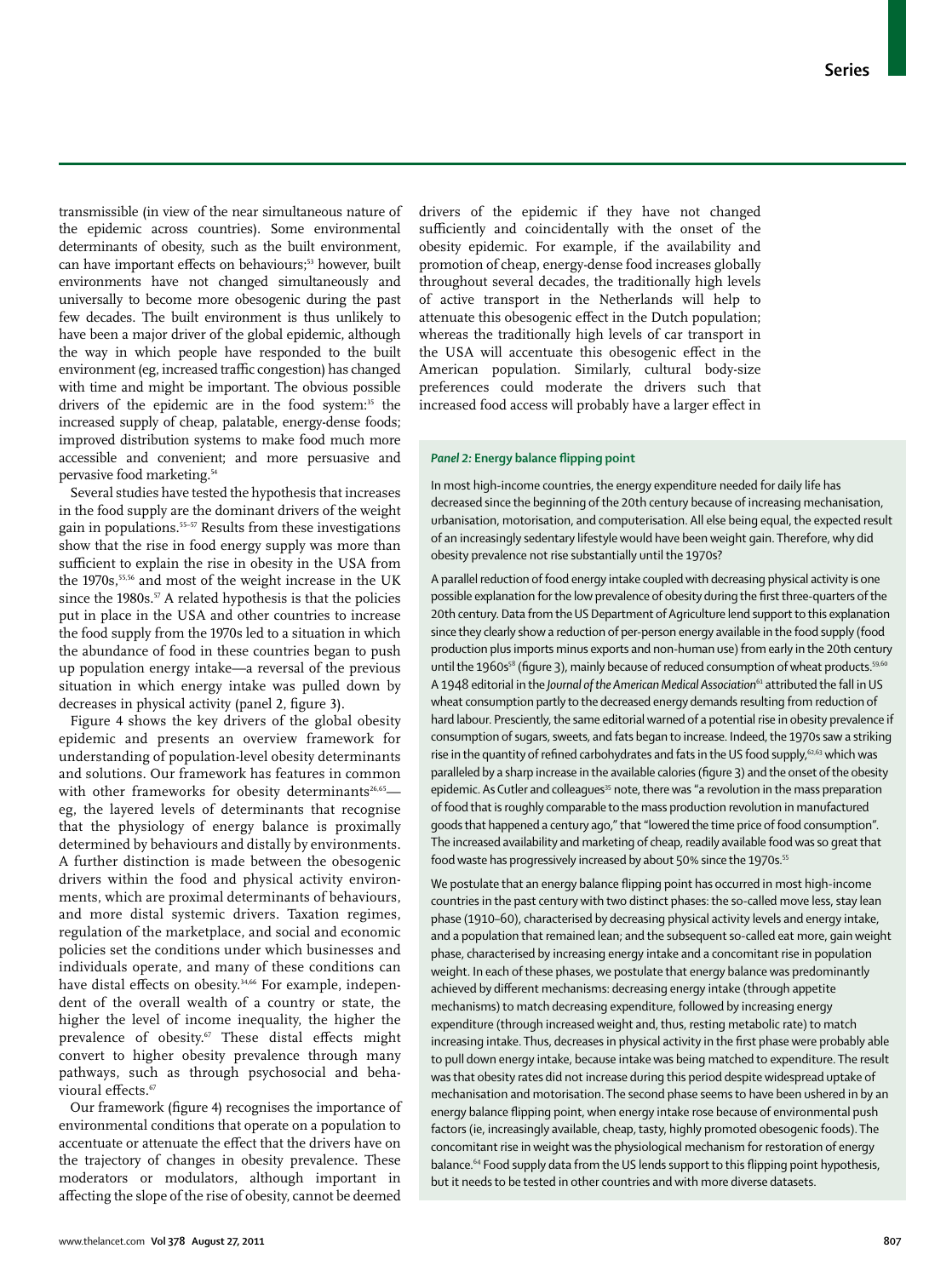transmissible (in view of the near simultaneous nature of the epidemic across countries). Some environmental determinants of obesity, such as the built environment, can have important effects on behaviours;[53] however, built environments have not changed simultaneously and universally to become more obesogenic during the past few decades. The built environment is thus unlikely to have been a major driver of the global epidemic, although the way in which people have responded to the built environment (eg, increased traffic congestion) has changed with time and might be important. The obvious possible drivers of the epidemic are in the food system:[35] the increased supply of cheap, palatable, energy-dense foods; improved distribution systems to make food much more accessible and convenient; and more persuasive and pervasive food marketing.[54]

Several studies have tested the hypothesis that increases in the food supply are the dominant drivers of the weight gain in populations.[55–57] Results from these investigations show that the rise in food energy supply was more than sufficient to explain the rise in obesity in the USA from the 1970s,[55,56] and most of the weight increase in the UK since the 1980s.[57] A related hypothesis is that the policies put in place in the USA and other countries to increase the food supply from the 1970s led to a situation in which the abundance of food in these countries began to push up population energy intake—a reversal of the previous situation in which energy intake was pulled down by decreases in physical activity (panel 2, figure 3).

Figure 4 shows the key drivers of the global obesity epidemic and presents an overview framework for understanding of population-level obesity determinants and solutions. Our framework has features in common with other frameworks for obesity determinants[26,65]—eg, the layered levels of determinants that recognise that the physiology of energy balance is proximally determined by behaviours and distally by environments. A further distinction is made between the obesogenic drivers within the food and physical activity environments, which are proximal determinants of behaviours, and more distal systemic drivers. Taxation regimes, regulation of the marketplace, and social and economic policies set the conditions under which businesses and individuals operate, and many of these conditions can have distal effects on obesity.[34,66] For example, independent of the overall wealth of a country or state, the higher the level of income inequality, the higher the prevalence of obesity.[67] These distal effects might convert to higher obesity prevalence through many pathways, such as through psychosocial and behavioural effects.[67]

Our framework (figure 4) recognises the importance of environmental conditions that operate on a population to accentuate or attenuate the effect that the drivers have on the trajectory of changes in obesity prevalence. These moderators or modulators, although important in affecting the slope of the rise of obesity, cannot be deemed drivers of the epidemic if they have not changed sufficiently and coincidentally with the onset of the obesity epidemic. For example, if the availability and promotion of cheap, energy-dense food increases globally throughout several decades, the traditionally high levels of active transport in the Netherlands will help to attenuate this obesogenic effect in the Dutch population; whereas the traditionally high levels of car transport in the USA will accentuate this obesogenic effect in the American population. Similarly, cultural body-size preferences could moderate the drivers such that increased food access will probably have a larger effect in

### *Panel 2:* Energy balance flipping point

In most high-income countries, the energy expenditure needed for daily life has decreased since the beginning of the 20th century because of increasing mechanisation, urbanisation, motorisation, and computerisation. All else being equal, the expected result of an increasingly sedentary lifestyle would have been weight gain. Therefore, why did obesity prevalence not rise substantially until the 1970s?

A parallel reduction of food energy intake coupled with decreasing physical activity is one possible explanation for the low prevalence of obesity during the first three-quarters of the 20th century. Data from the US Department of Agriculture lend support to this explanation since they clearly show a reduction of per-person energy available in the food supply (food production plus imports minus exports and non-human use) from early in the 20th century until the 1960s[58] (figure 3), mainly because of reduced consumption of wheat products.[59,60] A 1948 editorial in the *Journal of the American Medical Association*[61] attributed the fall in US wheat consumption partly to the decreased energy demands resulting from reduction of hard labour. Presciently, the same editorial warned of a potential rise in obesity prevalence if consumption of sugars, sweets, and fats began to increase. Indeed, the 1970s saw a striking rise in the quantity of refined carbohydrates and fats in the US food supply,[62,63] which was paralleled by a sharp increase in the available calories (figure 3) and the onset of the obesity epidemic. As Cutler and colleagues[35] note, there was "a revolution in the mass preparation of food that is roughly comparable to the mass production revolution in manufactured goods that happened a century ago," that "lowered the time price of food consumption". The increased availability and marketing of cheap, readily available food was so great that food waste has progressively increased by about 50% since the 1970s.[55]

We postulate that an energy balance flipping point has occurred in most high-income countries in the past century with two distinct phases: the so-called move less, stay lean phase (1910–60), characterised by decreasing physical activity levels and energy intake, and a population that remained lean; and the subsequent so-called eat more, gain weight phase, characterised by increasing energy intake and a concomitant rise in population weight. In each of these phases, we postulate that energy balance was predominantly achieved by different mechanisms: decreasing energy intake (through appetite mechanisms) to match decreasing expenditure, followed by increasing energy expenditure (through increased weight and, thus, resting metabolic rate) to match increasing intake. Thus, decreases in physical activity in the first phase were probably able to pull down energy intake, because intake was being matched to expenditure. The result was that obesity rates did not increase during this period despite widespread uptake of mechanisation and motorisation. The second phase seems to have been ushered in by an energy balance flipping point, when energy intake rose because of environmental push factors (ie, increasingly available, cheap, tasty, highly promoted obesogenic foods). The concomitant rise in weight was the physiological mechanism for restoration of energy balance.[64] Food supply data from the US lends support to this flipping point hypothesis, but it needs to be tested in other countries and with more diverse datasets.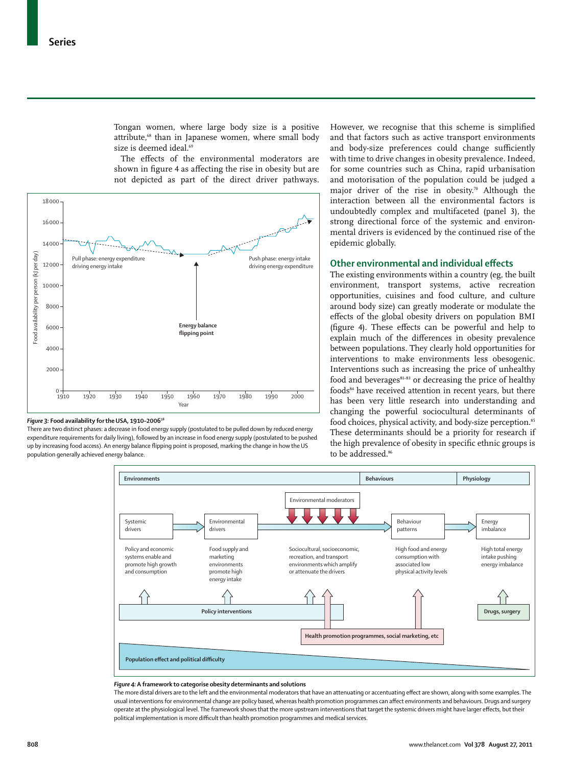Tongan women, where large body size is a positive attribute,[68] than in Japanese women, where small body size is deemed ideal.[69]

The effects of the environmental moderators are shown in figure 4 as affecting the rise in obesity but are not depicted as part of the direct driver pathways. However, we recognise that this scheme is simplified and that factors such as active transport environments and body-size preferences could change sufficiently with time to drive changes in obesity prevalence. Indeed, for some countries such as China, rapid urbanisation and motorisation of the population could be judged a major driver of the rise in obesity.[70] Although the interaction between all the environmental factors is undoubtedly complex and multifaceted (panel 3), the strong directional force of the systemic and environmental drivers is evidenced by the continued rise of the epidemic globally.

*Figure 3:* **Food availability for the USA, 1910–2006**[58]

There are two distinct phases: a decrease in food energy supply (postulated to be pulled down by reduced energy expenditure requirements for daily living), followed by an increase in food energy supply (postulated to be pushed up by increasing food access). An energy balance flipping point is proposed, marking the change in how the US population generally achieved energy balance.

## Other environmental and individual effects

The existing environments within a country (eg, the built environment, transport systems, active recreation opportunities, cuisines and food culture, and culture around body size) can greatly moderate or modulate the effects of the global obesity drivers on population BMI (figure 4). These effects can be powerful and help to explain much of the differences in obesity prevalence between populations. They clearly hold opportunities for interventions to make environments less obesogenic. Interventions such as increasing the price of unhealthy food and beverages[81–83] or decreasing the price of healthy foods[84] have received attention in recent years, but there has been very little research into understanding and changing the powerful sociocultural determinants of food choices, physical activity, and body-size perception.[85] These determinants should be a priority for research if the high prevalence of obesity in specific ethnic groups is to be addressed.[86]

*Figure 4:* **A framework to categorise obesity determinants and solutions**

The more distal drivers are to the left and the environmental moderators that have an attenuating or accentuating effect are shown, along with some examples. The usual interventions for environmental change are policy based, whereas health promotion programmes can affect environments and behaviours. Drugs and surgery operate at the physiological level. The framework shows that the more upstream interventions that target the systemic drivers might have larger effects, but their political implementation is more difficult than health promotion programmes and medical services.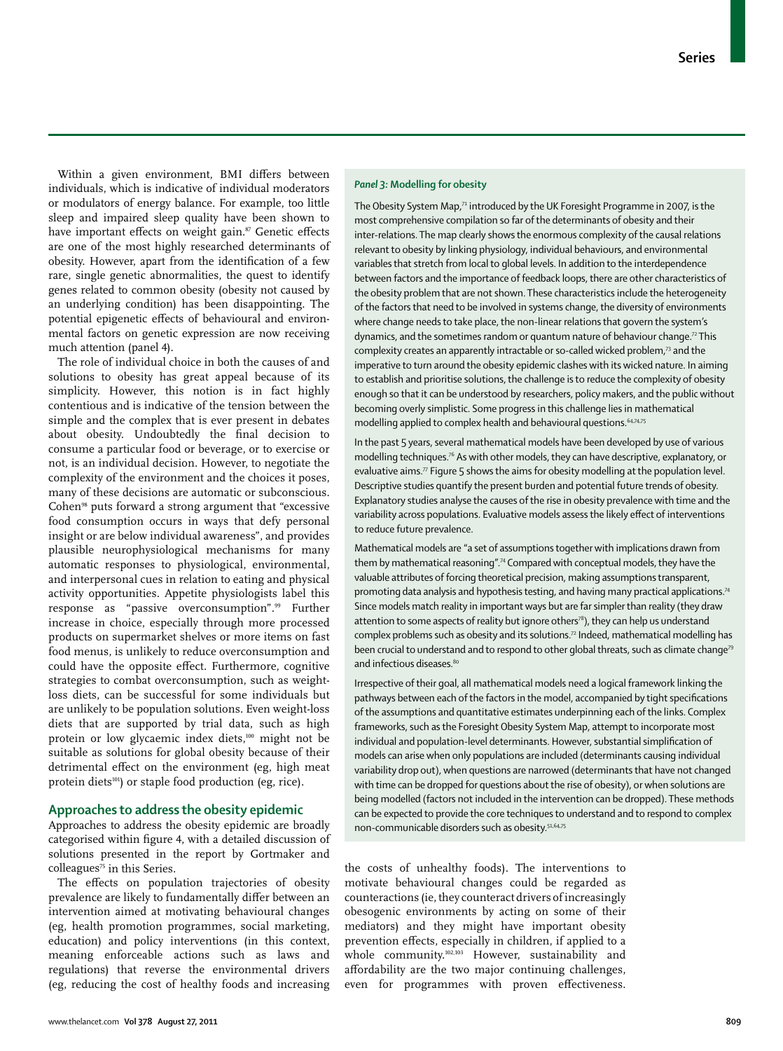Within a given environment, BMI differs between individuals, which is indicative of individual moderators or modulators of energy balance. For example, too little sleep and impaired sleep quality have been shown to have important effects on weight gain.[97] Genetic effects are one of the most highly researched determinants of obesity. However, apart from the identification of a few rare, single genetic abnormalities, the quest to identify genes related to common obesity (obesity not caused by an underlying condition) has been disappointing. The potential epigenetic effects of behavioural and environmental factors on genetic expression are now receiving much attention (panel 4).

The role of individual choice in both the causes of and solutions to obesity has great appeal because of its simplicity. However, this notion is in fact highly contentious and is indicative of the tension between the simple and the complex that is ever present in debates about obesity. Undoubtedly the final decision to consume a particular food or beverage, or to exercise or not, is an individual decision. However, to negotiate the complexity of the environment and the choices it poses, many of these decisions are automatic or subconscious. Cohen[98] puts forward a strong argument that "excessive food consumption occurs in ways that defy personal insight or are below individual awareness", and provides plausible neurophysiological mechanisms for many automatic responses to physiological, environmental, and interpersonal cues in relation to eating and physical activity opportunities. Appetite physiologists label this response as "passive overconsumption".[99] Further increase in choice, especially through more processed products on supermarket shelves or more items on fast food menus, is unlikely to reduce overconsumption and could have the opposite effect. Furthermore, cognitive strategies to combat overconsumption, such as weight-loss diets, can be successful for some individuals but are unlikely to be population solutions. Even weight-loss diets that are supported by trial data, such as high protein or low glycaemic index diets,[100] might not be suitable as solutions for global obesity because of their detrimental effect on the environment (eg, high meat protein diets[101]) or staple food production (eg, rice).

## Approaches to address the obesity epidemic

Approaches to address the obesity epidemic are broadly categorised within figure 4, with a detailed discussion of solutions presented in the report by Gortmaker and colleagues[75] in this Series.

The effects on population trajectories of obesity prevalence are likely to fundamentally differ between an intervention aimed at motivating behavioural changes (eg, health promotion programmes, social marketing, education) and policy interventions (in this context, meaning enforceable actions such as laws and regulations) that reverse the environmental drivers (eg, reducing the cost of healthy foods and increasing the costs of unhealthy foods). The interventions to motivate behavioural changes could be regarded as counteractions (ie, they counteract drivers of increasingly obesogenic environments by acting on some of their mediators) and they might have important obesity prevention effects, especially in children, if applied to a whole community.[102,103] However, sustainability and affordability are the two major continuing challenges, even for programmes with proven effectiveness.

### *Panel 3:* Modelling for obesity

The Obesity System Map,[71] introduced by the UK Foresight Programme in 2007, is the most comprehensive compilation so far of the determinants of obesity and their inter-relations. The map clearly shows the enormous complexity of the causal relations relevant to obesity by linking physiology, individual behaviours, and environmental variables that stretch from local to global levels. In addition to the interdependence between factors and the importance of feedback loops, there are other characteristics of the obesity problem that are not shown. These characteristics include the heterogeneity of the factors that need to be involved in systems change, the diversity of environments where change needs to take place, the non-linear relations that govern the system's dynamics, and the sometimes random or quantum nature of behaviour change.[72] This complexity creates an apparently intractable or so-called wicked problem,[73] and the imperative to turn around the obesity epidemic clashes with its wicked nature. In aiming to establish and prioritise solutions, the challenge is to reduce the complexity of obesity enough so that it can be understood by researchers, policy makers, and the public without becoming overly simplistic. Some progress in this challenge lies in mathematical modelling applied to complex health and behavioural questions.[64,74,75]

In the past 5 years, several mathematical models have been developed by use of various modelling techniques.[76] As with other models, they can have descriptive, explanatory, or evaluative aims.[77] Figure 5 shows the aims for obesity modelling at the population level. Descriptive studies quantify the present burden and potential future trends of obesity. Explanatory studies analyse the causes of the rise in obesity prevalence with time and the variability across populations. Evaluative models assess the likely effect of interventions to reduce future prevalence.

Mathematical models are "a set of assumptions together with implications drawn from them by mathematical reasoning".[74] Compared with conceptual models, they have the valuable attributes of forcing theoretical precision, making assumptions transparent, promoting data analysis and hypothesis testing, and having many practical applications.[74] Since models match reality in important ways but are far simpler than reality (they draw attention to some aspects of reality but ignore others[78]), they can help us understand complex problems such as obesity and its solutions.[72] Indeed, mathematical modelling has been crucial to understand and to respond to other global threats, such as climate change[79] and infectious diseases.[80]

Irrespective of their goal, all mathematical models need a logical framework linking the pathways between each of the factors in the model, accompanied by tight specifications of the assumptions and quantitative estimates underpinning each of the links. Complex frameworks, such as the Foresight Obesity System Map, attempt to incorporate most individual and population-level determinants. However, substantial simplification of models can arise when only populations are included (determinants causing individual variability drop out), when questions are narrowed (determinants that have not changed with time can be dropped for questions about the rise of obesity), or when solutions are being modelled (factors not included in the intervention can be dropped). These methods can be expected to provide the core techniques to understand and to respond to complex non-communicable disorders such as obesity.[53,64,75]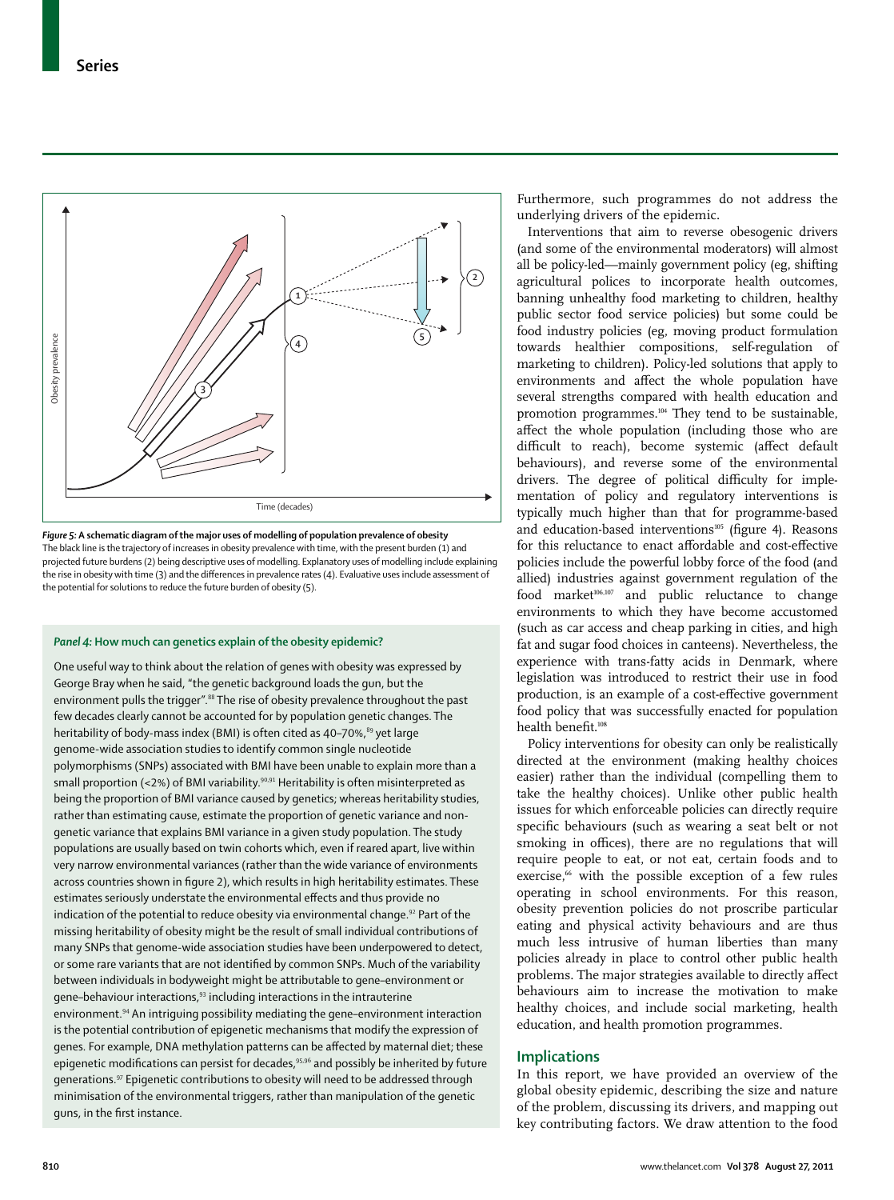Obesity prevalence

1

2

3

4

5

Time (decades)

*Figure 5:* **A schematic diagram of the major uses of modelling of population prevalence of obesity**
The black line is the trajectory of increases in obesity prevalence with time, with the present burden (1) and projected future burdens (2) being descriptive uses of modelling. Explanatory uses of modelling include explaining the rise in obesity with time (3) and the differences in prevalence rates (4). Evaluative uses include assessment of the potential for solutions to reduce the future burden of obesity (5).

### *Panel 4:* How much can genetics explain of the obesity epidemic?

One useful way to think about the relation of genes with obesity was expressed by George Bray when he said, "the genetic background loads the gun, but the environment pulls the trigger".[88] The rise of obesity prevalence throughout the past few decades clearly cannot be accounted for by population genetic changes. The heritability of body-mass index (BMI) is often cited as 40–70%,[89] yet large genome-wide association studies to identify common single nucleotide polymorphisms (SNPs) associated with BMI have been unable to explain more than a small proportion (<2%) of BMI variability.[90,91] Heritability is often misinterpreted as being the proportion of BMI variance caused by genetics; whereas heritability studies, rather than estimating cause, estimate the proportion of genetic variance and non-genetic variance that explains BMI variance in a given study population. The study populations are usually based on twin cohorts which, even if reared apart, live within very narrow environmental variances (rather than the wide variance of environments across countries shown in figure 2), which results in high heritability estimates. These estimates seriously understate the environmental effects and thus provide no indication of the potential to reduce obesity via environmental change.[92] Part of the missing heritability of obesity might be the result of small individual contributions of many SNPs that genome-wide association studies have been underpowered to detect, or some rare variants that are not identified by common SNPs. Much of the variability between individuals in bodyweight might be attributable to gene–environment or gene–behaviour interactions,[93] including interactions in the intrauterine environment.[94] An intriguing possibility mediating the gene–environment interaction is the potential contribution of epigenetic mechanisms that modify the expression of genes. For example, DNA methylation patterns can be affected by maternal diet; these epigenetic modifications can persist for decades,[95,96] and possibly be inherited by future generations.[97] Epigenetic contributions to obesity will need to be addressed through minimisation of the environmental triggers, rather than manipulation of the genetic guns, in the first instance.

Furthermore, such programmes do not address the underlying drivers of the epidemic.

Interventions that aim to reverse obesogenic drivers (and some of the environmental moderators) will almost all be policy-led—mainly government policy (eg, shifting agricultural polices to incorporate health outcomes, banning unhealthy food marketing to children, healthy public sector food service policies) but some could be food industry policies (eg, moving product formulation towards healthier compositions, self-regulation of marketing to children). Policy-led solutions that apply to environments and affect the whole population have several strengths compared with health education and promotion programmes.[104] They tend to be sustainable, affect the whole population (including those who are difficult to reach), become systemic (affect default behaviours), and reverse some of the environmental drivers. The degree of political difficulty for implementation of policy and regulatory interventions is typically much higher than that for programme-based and education-based interventions[105] (figure 4). Reasons for this reluctance to enact affordable and cost-effective policies include the powerful lobby force of the food (and allied) industries against government regulation of the food market[106,107] and public reluctance to change environments to which they have become accustomed (such as car access and cheap parking in cities, and high fat and sugar food choices in canteens). Nevertheless, the experience with trans-fatty acids in Denmark, where legislation was introduced to restrict their use in food production, is an example of a cost-effective government food policy that was successfully enacted for population health benefit.[108]

Policy interventions for obesity can only be realistically directed at the environment (making healthy choices easier) rather than the individual (compelling them to take the healthy choices). Unlike other public health issues for which enforceable policies can directly require specific behaviours (such as wearing a seat belt or not smoking in offices), there are no regulations that will require people to eat, or not eat, certain foods and to exercise,[66] with the possible exception of a few rules operating in school environments. For this reason, obesity prevention policies do not proscribe particular eating and physical activity behaviours and are thus much less intrusive of human liberties than many policies already in place to control other public health problems. The major strategies available to directly affect behaviours aim to increase the motivation to make healthy choices, and include social marketing, health education, and health promotion programmes.

## Implications

In this report, we have provided an overview of the global obesity epidemic, describing the size and nature of the problem, discussing its drivers, and mapping out key contributing factors. We draw attention to the food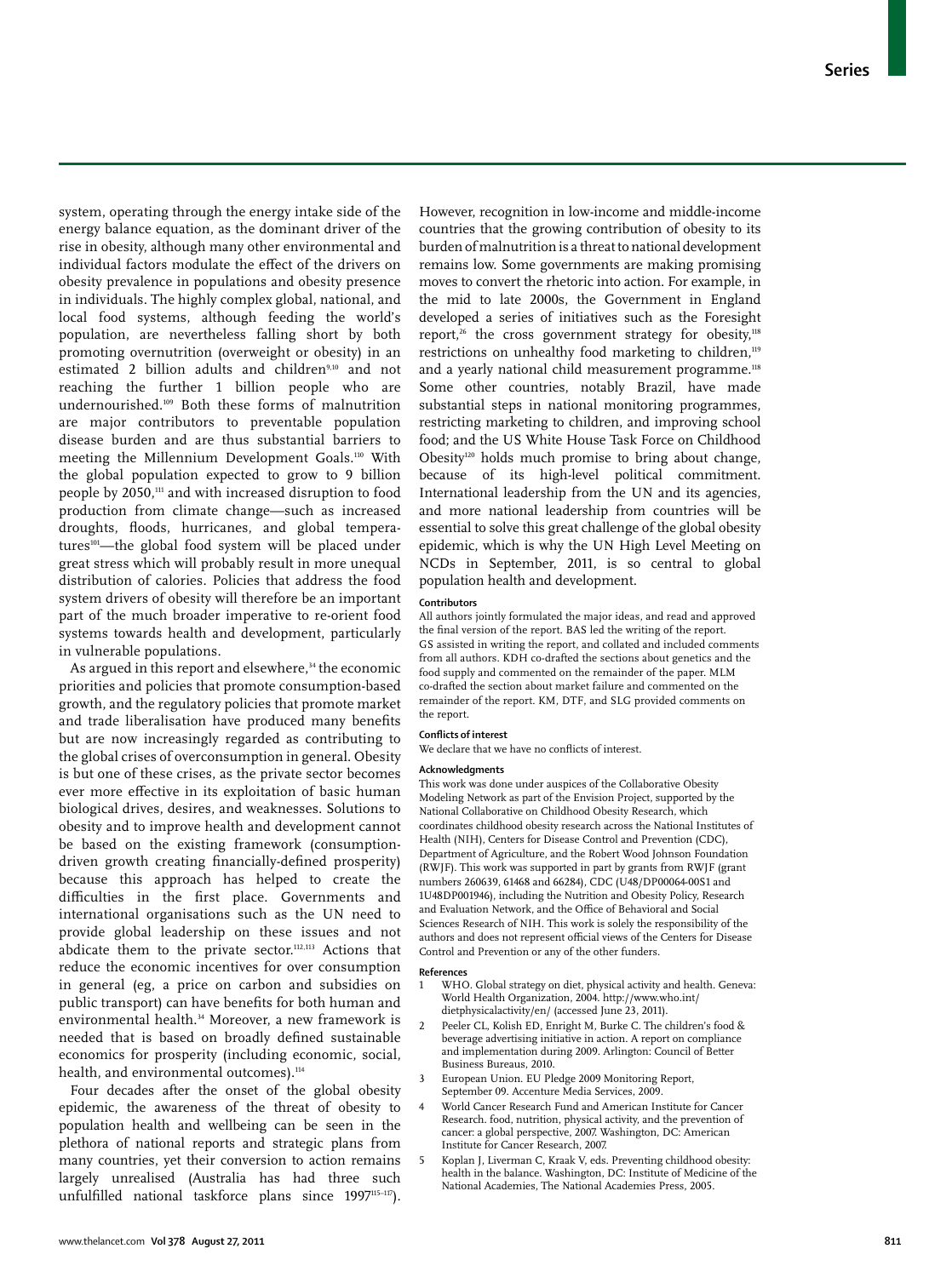system, operating through the energy intake side of the energy balance equation, as the dominant driver of the rise in obesity, although many other environmental and individual factors modulate the effect of the drivers on obesity prevalence in populations and obesity presence in individuals. The highly complex global, national, and local food systems, although feeding the world's population, are nevertheless falling short by both promoting overnutrition (overweight or obesity) in an estimated 2 billion adults and children[9,10] and not reaching the further 1 billion people who are undernourished.[109] Both these forms of malnutrition are major contributors to preventable population disease burden and are thus substantial barriers to meeting the Millennium Development Goals.[110] With the global population expected to grow to 9 billion people by 2050,[111] and with increased disruption to food production from climate change—such as increased droughts, floods, hurricanes, and global temperatures[101]—the global food system will be placed under great stress which will probably result in more unequal distribution of calories. Policies that address the food system drivers of obesity will therefore be an important part of the much broader imperative to re-orient food systems towards health and development, particularly in vulnerable populations.

As argued in this report and elsewhere,[34] the economic priorities and policies that promote consumption-based growth, and the regulatory policies that promote market and trade liberalisation have produced many benefits but are now increasingly regarded as contributing to the global crises of overconsumption in general. Obesity is but one of these crises, as the private sector becomes ever more effective in its exploitation of basic human biological drives, desires, and weaknesses. Solutions to obesity and to improve health and development cannot be based on the existing framework (consumption-driven growth creating financially-defined prosperity) because this approach has helped to create the difficulties in the first place. Governments and international organisations such as the UN need to provide global leadership on these issues and not abdicate them to the private sector.[112,113] Actions that reduce the economic incentives for over consumption in general (eg, a price on carbon and subsidies on public transport) can have benefits for both human and environmental health.[34] Moreover, a new framework is needed that is based on broadly defined sustainable economics for prosperity (including economic, social, health, and environmental outcomes).[114]

Four decades after the onset of the global obesity epidemic, the awareness of the threat of obesity to population health and wellbeing can be seen in the plethora of national reports and strategic plans from many countries, yet their conversion to action remains largely unrealised (Australia has had three such unfulfilled national taskforce plans since 1997[115–117]). However, recognition in low-income and middle-income countries that the growing contribution of obesity to its burden of malnutrition is a threat to national development remains low. Some governments are making promising moves to convert the rhetoric into action. For example, in the mid to late 2000s, the Government in England developed a series of initiatives such as the Foresight report,[26] the cross government strategy for obesity,[118] restrictions on unhealthy food marketing to children,[119] and a yearly national child measurement programme.[118] Some other countries, notably Brazil, have made substantial steps in national monitoring programmes, restricting marketing to children, and improving school food; and the US White House Task Force on Childhood Obesity[120] holds much promise to bring about change, because of its high-level political commitment. International leadership from the UN and its agencies, and more national leadership from countries will be essential to solve this great challenge of the global obesity epidemic, which is why the UN High Level Meeting on NCDs in September, 2011, is so central to global population health and development.

#### Contributors

All authors jointly formulated the major ideas, and read and approved the final version of the report. BAS led the writing of the report. GS assisted in writing the report, and collated and included comments from all authors. KDH co-drafted the sections about genetics and the food supply and commented on the remainder of the paper. MLM co-drafted the section about market failure and commented on the remainder of the report. KM, DTF, and SLG provided comments on the report.

#### Conflicts of interest

We declare that we have no conflicts of interest.

#### Acknowledgments

This work was done under auspices of the Collaborative Obesity Modeling Network as part of the Envision Project, supported by the National Collaborative on Childhood Obesity Research, which coordinates childhood obesity research across the National Institutes of Health (NIH), Centers for Disease Control and Prevention (CDC), Department of Agriculture, and the Robert Wood Johnson Foundation (RWJF). This work was supported in part by grants from RWJF (grant numbers 260639, 61468 and 66284), CDC (U48/DP00064-00S1 and 1U48DP001946), including the Nutrition and Obesity Policy, Research and Evaluation Network, and the Office of Behavioral and Social Sciences Research of NIH. This work is solely the responsibility of the authors and does not represent official views of the Centers for Disease Control and Prevention or any of the other funders.

#### References

1. WHO. Global strategy on diet, physical activity and health. Geneva: World Health Organization, 2004. http://www.who.int/dietphysicalactivity/en/ (accessed June 23, 2011).
2. Peeler CL, Kolish ED, Enright M, Burke C. The children's food & beverage advertising initiative in action. A report on compliance and implementation during 2009. Arlington: Council of Better Business Bureaus, 2010.
3. European Union. EU Pledge 2009 Monitoring Report, September 09. Accenture Media Services, 2009.
4. World Cancer Research Fund and American Institute for Cancer Research. food, nutrition, physical activity, and the prevention of cancer: a global perspective, 2007. Washington, DC: American Institute for Cancer Research, 2007.
5. Koplan J, Liverman C, Kraak V, eds. Preventing childhood obesity: health in the balance. Washington, DC: Institute of Medicine of the National Academies, The National Academies Press, 2005.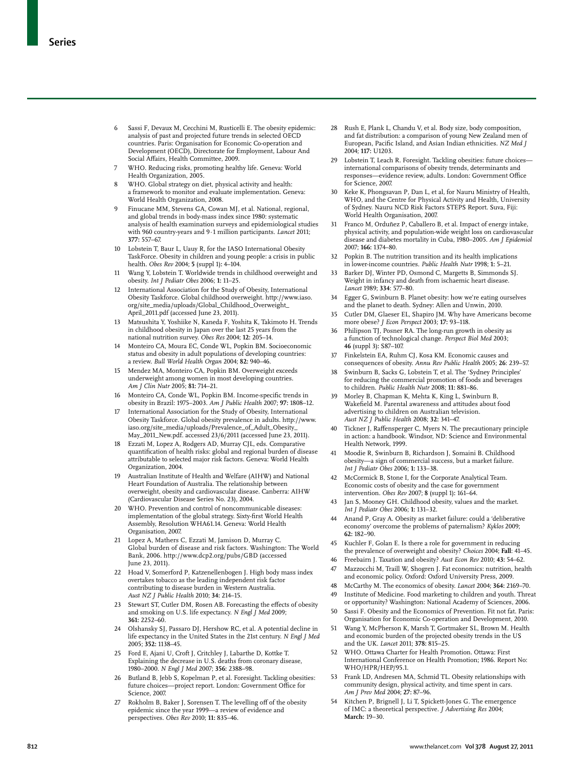6 Sassi F, Devaux M, Cecchini M, Rusticelli E. The obesity epidemic: analysis of past and projected future trends in selected OECD countries. Paris: Organisation for Economic Co-operation and Development (OECD), Directorate for Employment, Labour And Social Affairs, Health Committee, 2009.

7 WHO. Reducing risks, promoting healthy life. Geneva: World Health Organization, 2005.

8 WHO. Global strategy on diet, physical activity and health: a framework to monitor and evaluate implementation. Geneva: World Health Organization, 2008.

9 Finucane MM, Stevens GA, Cowan MJ, et al. National, regional, and global trends in body-mass index since 1980: systematic analysis of health examination surveys and epidemiological studies with 960 country-years and 9·1 million participants. *Lancet* 2011; **377:** 557–67.

10 Lobstein T, Baur L, Uauy R, for the IASO International Obesity TaskForce. Obesity in children and young people: a crisis in public health. *Obes Rev* 2004; **5** (suppl 1)**:** 4–104.

11 Wang Y, Lobstein T. Worldwide trends in childhood overweight and obesity. *Int J Pediatr Obes* 2006; **1:** 11–25.

12 International Association for the Study of Obesity, International Obesity Taskforce. Global childhood overweight. http://www.iaso.org/site_media/uploads/Global_Childhood_Overweight_April_2011.pdf (accessed June 23, 2011).

13 Matsushita Y, Yoshiike N, Kaneda F, Yoshita K, Takimoto H. Trends in childhood obesity in Japan over the last 25 years from the national nutrition survey. *Obes Res* 2004; **12:** 205–14.

14 Monteiro CA, Moura EC, Conde WL, Popkin BM. Socioeconomic status and obesity in adult populations of developing countries: a review. *Bull World Health Organ* 2004; **82:** 940–46.

15 Mendez MA, Monteiro CA, Popkin BM. Overweight exceeds underweight among women in most developing countries. *Am J Clin Nutr* 2005; **81:** 714–21.

16 Monteiro CA, Conde WL, Popkin BM. Income-specific trends in obesity in Brazil: 1975–2003. *Am J Public Health* 2007; **97:** 1808–12.

17 International Association for the Study of Obesity, International Obesity Taskforce. Global obesity prevalence in adults. http://www.iaso.org/site_media/uploads/Prevalence_of_Adult_Obesity_May_2011_New.pdf. accessed 23/6/2011 (accessed June 23, 2011).

18 Ezzati M, Lopez A, Rodgers AD, Murray CJL, eds. Comparative quantification of health risks: global and regional burden of disease attributable to selected major risk factors. Geneva: World Health Organization, 2004.

19 Australian Institute of Health and Welfare (AIHW) and National Heart Foundation of Australia. The relationship between overweight, obesity and cardiovascular disease. Canberra: AIHW (Cardiovascular Disease Series No. 23), 2004.

20 WHO. Prevention and control of noncommunicable diseases: implementation of the global strategy. Sixty-first World Health Assembly, Resolution WHA61.14. Geneva: World Health Organisation, 2007.

21 Lopez A, Mathers C, Ezzati M, Jamison D, Murray C. Global burden of disease and risk factors. Washington: The World Bank, 2006. http://www.dcp2.org/pubs/GBD (accessed June 23, 2011).

22 Hoad V, Somerford P, Katzenellenbogen J. High body mass index overtakes tobacco as the leading independent risk factor contributing to disease burden in Western Australia. *Aust NZ J Public Health* 2010; **34:** 214–15.

23 Stewart ST, Cutler DM, Rosen AB. Forecasting the effects of obesity and smoking on U.S. life expectancy. *N Engl J Med* 2009; **361:** 2252–60.

24 Olshansky SJ, Passaro DJ, Hershow RC, et al. A potential decline in life expectancy in the United States in the 21st century. *N Engl J Med* 2005; **352:** 1138–45.

25 Ford E, Ajani U, Croft J, Critchley J, Labarthe D, Kottke T. Explaining the decrease in U.S. deaths from coronary disease, 1980–2000. *N Engl J Med* 2007; **356:** 2388–98.

26 Butland B, Jebb S, Kopelman P, et al. Foresight. Tackling obesities: future choices—project report. London: Government Office for Science, 2007.

27 Rokholm B, Baker J, Sorensen T. The levelling off of the obesity epidemic since the year 1999—a review of evidence and perspectives. *Obes Rev* 2010; **11:** 835–46.

28 Rush E, Plank L, Chandu V, et al. Body size, body composition, and fat distribution: a comparison of young New Zealand men of European, Pacific Island, and Asian Indian ethnicities. *NZ Med J* 2004; **117:** U1203.

29 Lobstein T, Leach R. Foresight. Tackling obesities: future choices—international comparisons of obesity trends, determinants and responses—evidence review, adults. London: Government Office for Science, 2007.

30 Keke K, Phongsavan P, Dan L, et al, for Nauru Ministry of Health, WHO, and the Centre for Physical Activity and Health, University of Sydney. Nauru NCD Risk Factors STEPS Report. Suva, Fiji: World Health Organisation, 2007.

31 Franco M, Orduñez P, Caballero B, et al. Impact of energy intake, physical activity, and population-wide weight loss on cardiovascular disease and diabetes mortality in Cuba, 1980–2005. *Am J Epidemiol* 2007; **166:** 1374–80.

32 Popkin B. The nutrition transition and its health implications in lower-income countries. *Public Health Nutr* 1998; **1:** 5–21.

33 Barker DJ, Winter PD, Osmond C, Margetts B, Simmonds SJ. Weight in infancy and death from ischaemic heart disease. *Lancet* 1989; **334**: 577–80.

34 Egger G, Swinburn B. Planet obesity: how we're eating ourselves and the planet to death. Sydney: Allen and Unwin, 2010.

35 Cutler DM, Glaeser EL, Shapiro JM. Why have Americans become more obese? *J Econ Perspect* 2003; **17:** 93–118.

36 Philipson TJ, Posner RA. The long-run growth in obesity as a function of technological change. *Perspect Biol Med* 2003; **46** (suppl 3)**:** S87–107.

37 Finkelstein EA, Ruhm CJ, Kosa KM. Economic causes and consequences of obesity. *Annu Rev Public Health* 2005; **26**: 239–57.

38 Swinburn B, Sacks G, Lobstein T, et al. The 'Sydney Principles' for reducing the commercial promotion of foods and beverages to children. *Public Health Nutr* 2008; **11:** 881–86.

39 Morley B, Chapman K, Mehta K, King L, Swinburn B, Wakefield M. Parental awareness and attitudes about food advertising to children on Australian television. *Aust NZ J Public Health* 2008; **32:** 341–47.

40 Tickner J, Raffensperger C, Myers N. The precautionary principle in action: a handbook. Windsor, ND: Science and Environmental Health Network, 1999.

41 Moodie R, Swinburn B, Richardson J, Somaini B. Childhood obesity—a sign of commercial success, but a market failure. *Int J Pediatr Obes* 2006; **1:** 133–38.

42 McCormick B, Stone I, for the Corporate Analytical Team. Economic costs of obesity and the case for government intervention. *Obes Rev* 2007; **8** (suppl 1)**:** 161–64.

43 Jan S, Mooney GH. Childhood obesity, values and the market. *Int J Pediatr Obes* 2006; **1:** 131–32.

44 Anand P, Gray A. Obesity as market failure: could a 'deliberative economy' overcome the problems of paternalism? *Kyklos* 2009; **62:** 182–90.

45 Kuchler F, Golan E. Is there a role for government in reducing the prevalence of overweight and obesity? *Choices* 2004; **Fall**: 41–45.

46 Freebairn J. Taxation and obesity? *Aust Econ Rev* 2010; **43:** 54–62.

47 Mazzocchi M, Traill W, Shogren J. Fat economics: nutrition, health and economic policy. Oxford: Oxford University Press, 2009.

48 McCarthy M. The economics of obesity. *Lancet* 2004; **364:** 2169–70.

49 Institute of Medicine. Food marketing to children and youth. Threat or opportunity? Washington: National Academy of Sciences, 2006.

50 Sassi F. Obesity and the Economics of Prevention. Fit not fat. Paris: Organisation for Economic Co-operation and Development, 2010.

51 Wang Y, McPherson K, Marsh T, Gortmaker SL, Brown M. Health and economic burden of the projected obesity trends in the US and the UK. *Lancet* 2011; **378:** 815–25.

52 WHO. Ottawa Charter for Health Promotion. Ottawa: First International Conference on Health Promotion; 1986. Report No: WHO/HPR/HEP/95.1.

53 Frank LD, Andresen MA, Schmid TL. Obesity relationships with community design, physical activity, and time spent in cars. *Am J Prev Med* 2004; **27:** 87–96.

54 Kitchen P, Brignell J, Li T, Spickett-Jones G. The emergence of IMC: a theoretical perspective. *J Advertising Res* 2004; **March:** 19–30.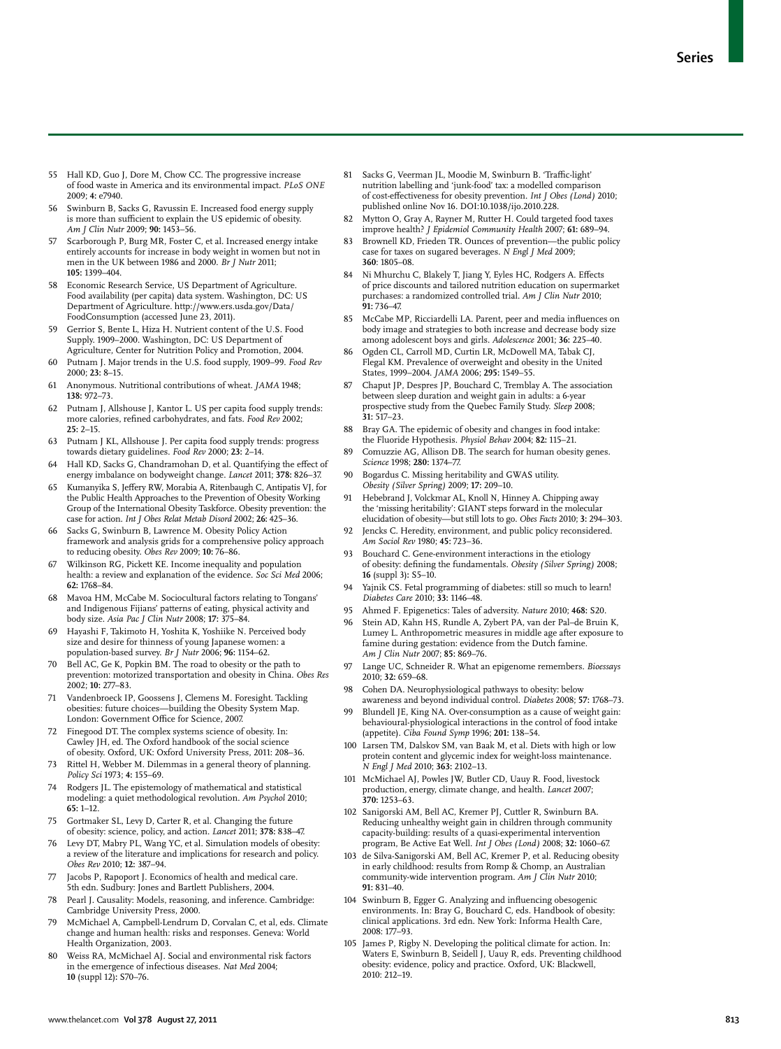55 Hall KD, Guo J, Dore M, Chow CC. The progressive increase of food waste in America and its environmental impact. *PLoS ONE* 2009; **4:** e7940.

56 Swinburn B, Sacks G, Ravussin E. Increased food energy supply is more than sufficient to explain the US epidemic of obesity. *Am J Clin Nutr* 2009; **90:** 1453–56.

57 Scarborough P, Burg MR, Foster C, et al. Increased energy intake entirely accounts for increase in body weight in women but not in men in the UK between 1986 and 2000. *Br J Nutr* 2011; **105:** 1399–404.

58 Economic Research Service, US Department of Agriculture. Food availability (per capita) data system. Washington, DC: US Department of Agriculture. http://www.ers.usda.gov/Data/FoodConsumption (accessed June 23, 2011).

59 Gerrior S, Bente L, Hiza H. Nutrient content of the U.S. Food Supply. 1909–2000. Washington, DC: US Department of Agriculture, Center for Nutrition Policy and Promotion, 2004.

60 Putnam J. Major trends in the U.S. food supply, 1909–99. *Food Rev* 2000; **23:** 8–15.

61 Anonymous. Nutritional contributions of wheat. *JAMA* 1948; **138:** 972–73.

62 Putnam J, Allshouse J, Kantor L. US per capita food supply trends: more calories, refined carbohydrates, and fats. *Food Rev* 2002; **25:** 2–15.

63 Putnam J KL, Allshouse J. Per capita food supply trends: progress towards dietary guidelines. *Food Rev* 2000; **23:** 2–14.

64 Hall KD, Sacks G, Chandramohan D, et al. Quantifying the effect of energy imbalance on bodyweight change. *Lancet* 2011; **378:** 826–37.

65 Kumanyika S, Jeffery RW, Morabia A, Ritenbaugh C, Antipatis VJ, for the Public Health Approaches to the Prevention of Obesity Working Group of the International Obesity Taskforce. Obesity prevention: the case for action. *Int J Obes Relat Metab Disord* 2002; **26:** 425–36.

66 Sacks G, Swinburn B, Lawrence M. Obesity Policy Action framework and analysis grids for a comprehensive policy approach to reducing obesity. *Obes Rev* 2009; **10:** 76–86.

67 Wilkinson RG, Pickett KE. Income inequality and population health: a review and explanation of the evidence. *Soc Sci Med* 2006; **62:** 1768–84.

68 Mavoa HM, McCabe M. Sociocultural factors relating to Tongans' and Indigenous Fijians' patterns of eating, physical activity and body size. *Asia Pac J Clin Nutr* 2008; **17:** 375–84.

69 Hayashi F, Takimoto H, Yoshita K, Yoshiike N. Perceived body size and desire for thinness of young Japanese women: a population-based survey. *Br J Nutr* 2006; **96:** 1154–62.

70 Bell AC, Ge K, Popkin BM. The road to obesity or the path to prevention: motorized transportation and obesity in China. *Obes Res* 2002; **10:** 277–83.

71 Vandenbroeck IP, Goossens J, Clemens M. Foresight. Tackling obesities: future choices—building the Obesity System Map. London: Government Office for Science, 2007.

72 Finegood DT. The complex systems science of obesity. In: Cawley JH, ed. The Oxford handbook of the social science of obesity. Oxford, UK: Oxford University Press, 2011: 208–36.

73 Rittel H, Webber M. Dilemmas in a general theory of planning. *Policy Sci* 1973; **4:** 155–69.

74 Rodgers JL. The epistemology of mathematical and statistical modeling: a quiet methodological revolution. *Am Psychol* 2010; **65:** 1–12.

75 Gortmaker SL, Levy D, Carter R, et al. Changing the future of obesity: science, policy, and action. *Lancet* 2011; **378:** 838–47.

76 Levy DT, Mabry PL, Wang YC, et al. Simulation models of obesity: a review of the literature and implications for research and policy. *Obes Rev* 2010; **12:** 387–94.

77 Jacobs P, Rapoport J. Economics of health and medical care. 5th edn. Sudbury: Jones and Bartlett Publishers, 2004.

78 Pearl J. Causality: Models, reasoning, and inference. Cambridge: Cambridge University Press, 2000.

79 McMichael A, Campbell-Lendrum D, Corvalan C, et al, eds. Climate change and human health: risks and responses. Geneva: World Health Organization, 2003.

80 Weiss RA, McMichael AJ. Social and environmental risk factors in the emergence of infectious diseases. *Nat Med* 2004; **10** (suppl 12)**:** S70–76.

81 Sacks G, Veerman JL, Moodie M, Swinburn B. 'Traffic-light' nutrition labelling and 'junk-food' tax: a modelled comparison of cost-effectiveness for obesity prevention. *Int J Obes (Lond)* 2010; published online Nov 16. DOI:10.1038/ijo.2010.228.

82 Mytton O, Gray A, Rayner M, Rutter H. Could targeted food taxes improve health? *J Epidemiol Community Health* 2007; **61:** 689–94.

83 Brownell KD, Frieden TR. Ounces of prevention—the public policy case for taxes on sugared beverages. *N Engl J Med* 2009; **360**: 1805–08.

84 Ni Mhurchu C, Blakely T, Jiang Y, Eyles HC, Rodgers A. Effects of price discounts and tailored nutrition education on supermarket purchases: a randomized controlled trial. *Am J Clin Nutr* 2010; **91:** 736–47.

85 McCabe MP, Ricciardelli LA. Parent, peer and media influences on body image and strategies to both increase and decrease body size among adolescent boys and girls. *Adolescence* 2001; **36:** 225–40.

86 Ogden CL, Carroll MD, Curtin LR, McDowell MA, Tabak CJ, Flegal KM. Prevalence of overweight and obesity in the United States, 1999–2004. *JAMA* 2006; **295:** 1549–55.

87 Chaput JP, Despres JP, Bouchard C, Tremblay A. The association between sleep duration and weight gain in adults: a 6-year prospective study from the Quebec Family Study. *Sleep* 2008; **31:** 517–23.

88 Bray GA. The epidemic of obesity and changes in food intake: the Fluoride Hypothesis. *Physiol Behav* 2004; **82:** 115–21.

89 Comuzzie AG, Allison DB. The search for human obesity genes. *Science* 1998; **280:** 1374–77.

90 Bogardus C. Missing heritability and GWAS utility. *Obesity (Silver Spring)* 2009; **17:** 209–10.

91 Hebebrand J, Volckmar AL, Knoll N, Hinney A. Chipping away the 'missing heritability': GIANT steps forward in the molecular elucidation of obesity—but still lots to go. *Obes Facts* 2010; **3:** 294–303.

92 Jencks C. Heredity, environment, and public policy reconsidered. *Am Sociol Rev* 1980; **45:** 723–36.

93 Bouchard C. Gene-environment interactions in the etiology of obesity: defining the fundamentals. *Obesity (Silver Spring)* 2008; **16** (suppl 3)**:** S5–10.

94 Yajnik CS. Fetal programming of diabetes: still so much to learn! *Diabetes Care* 2010; **33:** 1146–48.

95 Ahmed F. Epigenetics: Tales of adversity. *Nature* 2010; **468:** S20.

96 Stein AD, Kahn HS, Rundle A, Zybert PA, van der Pal–de Bruin K, Lumey L. Anthropometric measures in middle age after exposure to famine during gestation: evidence from the Dutch famine. *Am J Clin Nutr* 2007; **85:** 869–76.

97 Lange UC, Schneider R. What an epigenome remembers. *Bioessays* 2010; **32:** 659–68.

98 Cohen DA. Neurophysiological pathways to obesity: below awareness and beyond individual control. *Diabetes* 2008; **57:** 1768–73.

99 Blundell JE, King NA. Over-consumption as a cause of weight gain: behavioural-physiological interactions in the control of food intake (appetite). *Ciba Found Symp* 1996; **201:** 138–54.

100 Larsen TM, Dalskov SM, van Baak M, et al. Diets with high or low protein content and glycemic index for weight-loss maintenance. *N Engl J Med* 2010; **363:** 2102–13.

101 McMichael AJ, Powles JW, Butler CD, Uauy R. Food, livestock production, energy, climate change, and health. *Lancet* 2007; **370:** 1253–63.

102 Sanigorski AM, Bell AC, Kremer PJ, Cuttler R, Swinburn BA. Reducing unhealthy weight gain in children through community capacity-building: results of a quasi-experimental intervention program, Be Active Eat Well. *Int J Obes (Lond)* 2008; **32:** 1060–67.

103 de Silva-Sanigorski AM, Bell AC, Kremer P, et al. Reducing obesity in early childhood: results from Romp & Chomp, an Australian community-wide intervention program. *Am J Clin Nutr* 2010; **91:** 831–40.

104 Swinburn B, Egger G. Analyzing and influencing obesogenic environments. In: Bray G, Bouchard C, eds. Handbook of obesity: clinical applications. 3rd edn. New York: Informa Health Care, 2008: 177–93.

105 James P, Rigby N. Developing the political climate for action. In: Waters E, Swinburn B, Seidell J, Uauy R, eds. Preventing childhood obesity: evidence, policy and practice. Oxford, UK: Blackwell, 2010: 212–19.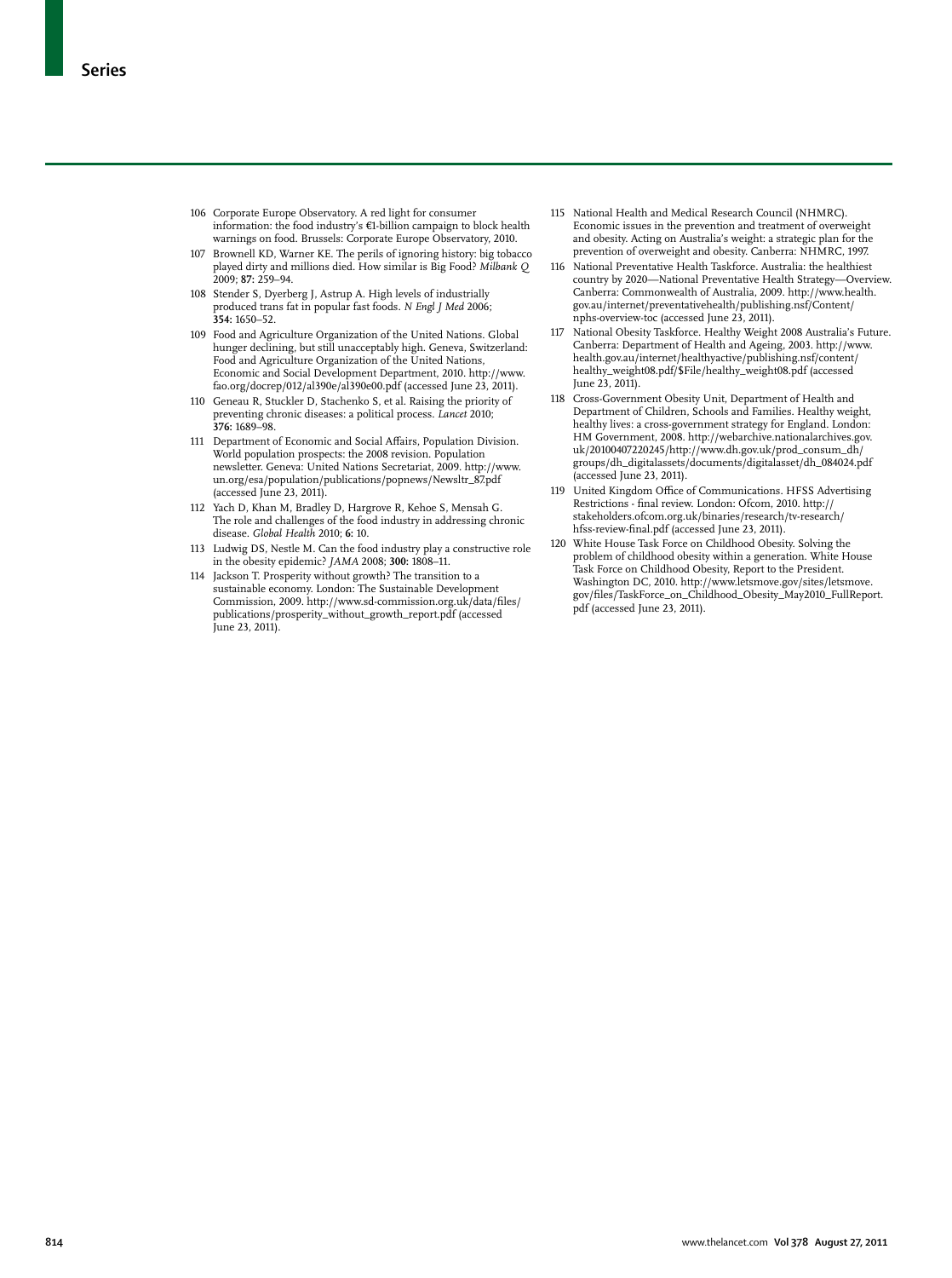106 Corporate Europe Observatory. A red light for consumer information: the food industry's €1-billion campaign to block health warnings on food. Brussels: Corporate Europe Observatory, 2010.

107 Brownell KD, Warner KE. The perils of ignoring history: big tobacco played dirty and millions died. How similar is Big Food? *Milbank Q* 2009; **87:** 259–94.

108 Stender S, Dyerberg J, Astrup A. High levels of industrially produced trans fat in popular fast foods. *N Engl J Med* 2006; **354:** 1650–52.

109 Food and Agriculture Organization of the United Nations. Global hunger declining, but still unacceptably high. Geneva, Switzerland: Food and Agriculture Organization of the United Nations, Economic and Social Development Department, 2010. http://www.fao.org/docrep/012/al390e/al390e00.pdf (accessed June 23, 2011).

110 Geneau R, Stuckler D, Stachenko S, et al. Raising the priority of preventing chronic diseases: a political process. *Lancet* 2010; **376:** 1689–98.

111 Department of Economic and Social Affairs, Population Division. World population prospects: the 2008 revision. Population newsletter. Geneva: United Nations Secretariat, 2009. http://www.un.org/esa/population/publications/popnews/Newsltr_87.pdf (accessed June 23, 2011).

112 Yach D, Khan M, Bradley D, Hargrove R, Kehoe S, Mensah G. The role and challenges of the food industry in addressing chronic disease. *Global Health* 2010; **6:** 10.

113 Ludwig DS, Nestle M. Can the food industry play a constructive role in the obesity epidemic? *JAMA* 2008; **300:** 1808–11.

114 Jackson T. Prosperity without growth? The transition to a sustainable economy. London: The Sustainable Development Commission, 2009. http://www.sd-commission.org.uk/data/files/publications/prosperity_without_growth_report.pdf (accessed June 23, 2011).

115 National Health and Medical Research Council (NHMRC). Economic issues in the prevention and treatment of overweight and obesity. Acting on Australia's weight: a strategic plan for the prevention of overweight and obesity. Canberra: NHMRC, 1997.

116 National Preventative Health Taskforce. Australia: the healthiest country by 2020—National Preventative Health Strategy—Overview. Canberra: Commonwealth of Australia, 2009. http://www.health.gov.au/internet/preventativehealth/publishing.nsf/Content/nphs-overview-toc (accessed June 23, 2011).

117 National Obesity Taskforce. Healthy Weight 2008 Australia's Future. Canberra: Department of Health and Ageing, 2003. http://www.health.gov.au/internet/healthyactive/publishing.nsf/content/healthy_weight08.pdf/$File/healthy_weight08.pdf (accessed June 23, 2011).

118 Cross-Government Obesity Unit, Department of Health and Department of Children, Schools and Families. Healthy weight, healthy lives: a cross-government strategy for England. London: HM Government, 2008. http://webarchive.nationalarchives.gov.uk/20100407220245/http://www.dh.gov.uk/prod_consum_dh/groups/dh_digitalassets/documents/digitalasset/dh_084024.pdf (accessed June 23, 2011).

119 United Kingdom Office of Communications. HFSS Advertising Restrictions - final review. London: Ofcom, 2010. http://stakeholders.ofcom.org.uk/binaries/research/tv-research/hfss-review-final.pdf (accessed June 23, 2011).

120 White House Task Force on Childhood Obesity. Solving the problem of childhood obesity within a generation. White House Task Force on Childhood Obesity, Report to the President. Washington DC, 2010. http://www.letsmove.gov/sites/letsmove.gov/files/TaskForce_on_Childhood_Obesity_May2010_FullReport.pdf (accessed June 23, 2011).